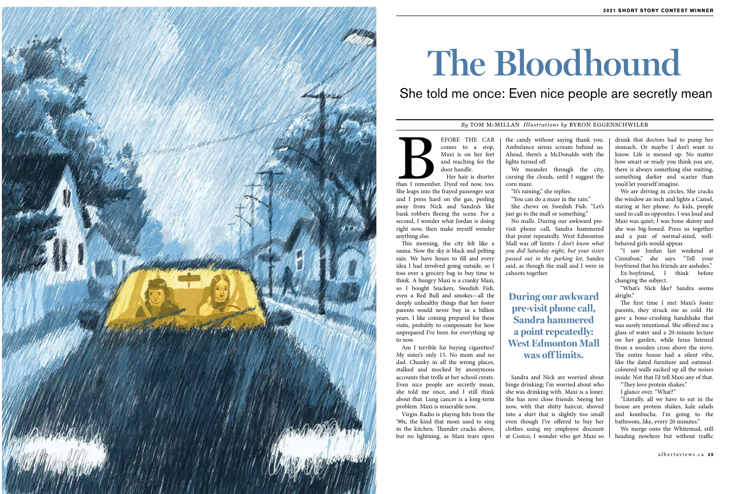# The Bloodhound

## She told me once: Even nice people are secretly mean

*By* TOM McMILLAN *Illustrations by* BYRON EGGENSCHWILER

BEFORE THE CAR comes to a stop, Maxi is on her feet and reaching for the door handle.

Her hair is shorter than I remember. Dyed red now, too. She leaps into the frayed passenger seat and I press hard on the gas, peeling away from Nick and Sandra's like bank robbers fleeing the scene. For a second, I wonder what Jordan is doing right now, then make myself wonder anything else.

This morning, the city felt like a sauna. Now the sky is black and pelting rain. We have hours to fill and every idea I had involved going outside, so I toss over a grocery bag to buy time to think. A hungry Maxi is a cranky Maxi, so I bought Snickers, Swedish Fish, even a Red Bull and smokes—all the deeply unhealthy things that her foster parents would never buy in a billion years. I like coming prepared for these visits, probably to compensate for how unprepared I've been for everything up to now.

Am I terrible for buying cigarettes? My sister's only 15. No mom and no dad. Chunky in all the wrong places, stalked and mocked by anonymous accounts that trolls at her school create. Even nice people are secretly mean, she told me once, and I still think about that. Lung cancer is a long-term problem. Maxi is miserable now.

Virgin Radio is playing hits from the '90s, the kind that mom used to sing in the kitchen. Thunder cracks above, but no lightning, as Maxi tears open the candy without saying thank you. Ambulance sirens scream behind us. Ahead, there's a McDonalds with the lights turned off.

We meander through the city, cursing the clouds, until I suggest the corn maze.

"It's raining," she replies.

"You can do a maze in the rain."

She chews on Swedish Fish. "Let's just go to the mall or something."

No malls. During our awkward pre-visit phone call, Sandra hammered that point repeatedly. West Edmonton Mall was off limits. *I don't know what you did Saturday night, but your sister passed out in the parking lot*, Sandra said, as though the mall and I were in cahoots together.

**During our awkward pre-visit phone call, Sandra hammered a point repeatedly: West Edmonton Mall was off limits.**

Sandra and Nick are worried about binge drinking; I'm worried about who she was drinking with. Maxi is a loner. She has zero close friends. Seeing her now, with that shitty haircut, shoved into a shirt that is slightly too small even though I've offered to buy her clothes using my employee discount at Costco, I wonder who got Maxi so drunk that doctors had to pump her stomach. Or maybe I don't want to know. Life is messed up. No matter how smart or ready you think you are, there is always something else waiting, something darker and scarier than you'd let yourself imagine.

We are driving in circles. She cracks the window an inch and lights a Camel, staring at her phone. As kids, people used to call us opposites. I was loud and Maxi was quiet; I was bone skinny and she was big-boned. Press us together and a pair of normal-sized, well-behaved girls would appear.

"I saw Jordan last weekend at Cinnabon," she says. "Tell your boyfriend that his friends are assholes."

Ex-boyfriend, I think before changing the subject.

"What's Nick like? Sandra seems alright."

The first time I met Maxi's foster parents, they struck me as cold. He gave a bone-crushing handshake that was surely intentional. She offered me a glass of water and a 20-minute lecture on her garden, while Jesus listened from a wooden cross above the stove. The entire house had a silent vibe, like the dated furniture and oatmeal-coloured walls sucked up all the noises inside. Not that I'd tell Maxi any of that.

"They love protein shakes."

I glance over. "What?"

"Literally, all we have to eat in the house are protein shakes, kale salads and kombucha. I'm going to the bathroom, like, every 20 minutes."

We merge onto the Whitemud, still heading nowhere but without traffic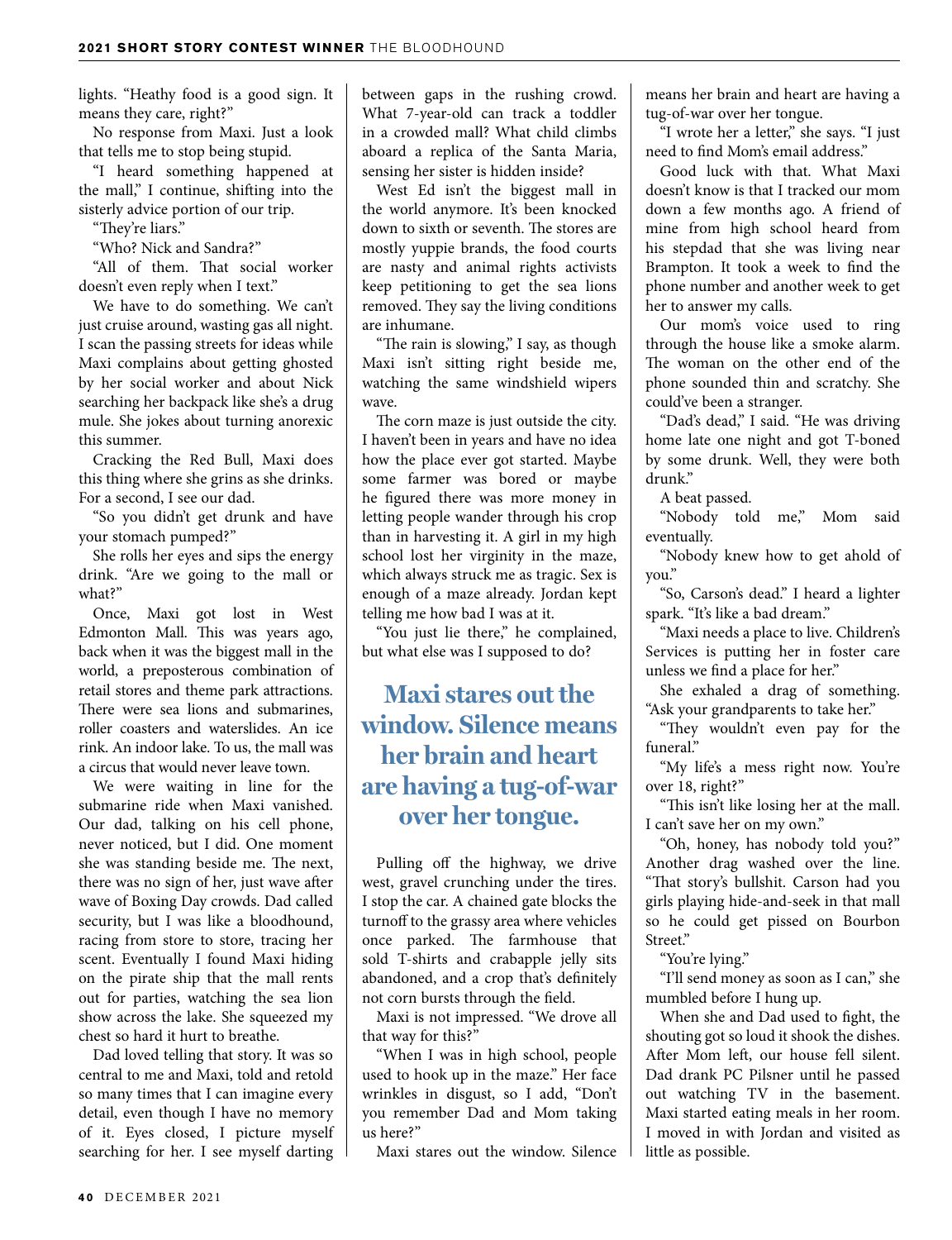lights. "Heathy food is a good sign. It means they care, right?"

No response from Maxi. Just a look that tells me to stop being stupid.

"I heard something happened at the mall," I continue, shifting into the sisterly advice portion of our trip.

"They're liars."

"Who? Nick and Sandra?"

"All of them. That social worker doesn't even reply when I text."

We have to do something. We can't just cruise around, wasting gas all night. I scan the passing streets for ideas while Maxi complains about getting ghosted by her social worker and about Nick searching her backpack like she's a drug mule. She jokes about turning anorexic this summer.

Cracking the Red Bull, Maxi does this thing where she grins as she drinks. For a second, I see our dad.

"So you didn't get drunk and have your stomach pumped?"

She rolls her eyes and sips the energy drink. "Are we going to the mall or what?"

Once, Maxi got lost in West Edmonton Mall. This was years ago, back when it was the biggest mall in the world, a preposterous combination of retail stores and theme park attractions. There were sea lions and submarines, roller coasters and waterslides. An ice rink. An indoor lake. To us, the mall was a circus that would never leave town.

We were waiting in line for the submarine ride when Maxi vanished. Our dad, talking on his cell phone, never noticed, but I did. One moment she was standing beside me. The next, there was no sign of her, just wave after wave of Boxing Day crowds. Dad called security, but I was like a bloodhound, racing from store to store, tracing her scent. Eventually I found Maxi hiding on the pirate ship that the mall rents out for parties, watching the sea lion show across the lake. She squeezed my chest so hard it hurt to breathe.

Dad loved telling that story. It was so central to me and Maxi, told and retold so many times that I can imagine every detail, even though I have no memory of it. Eyes closed, I picture myself searching for her. I see myself darting between gaps in the rushing crowd. What 7-year-old can track a toddler in a crowded mall? What child climbs aboard a replica of the Santa Maria, sensing her sister is hidden inside?

West Ed isn't the biggest mall in the world anymore. It's been knocked down to sixth or seventh. The stores are mostly yuppie brands, the food courts are nasty and animal rights activists keep petitioning to get the sea lions removed. They say the living conditions are inhumane.

"The rain is slowing," I say, as though Maxi isn't sitting right beside me, watching the same windshield wipers wave.

The corn maze is just outside the city. I haven't been in years and have no idea how the place ever got started. Maybe some farmer was bored or maybe he figured there was more money in letting people wander through his crop than in harvesting it. A girl in my high school lost her virginity in the maze, which always struck me as tragic. Sex is enough of a maze already. Jordan kept telling me how bad I was at it.

"You just lie there," he complained, but what else was I supposed to do?

## Maxi stares out the window. Silence means her brain and heart are having a tug-of-war over her tongue.

Pulling off the highway, we drive west, gravel crunching under the tires. I stop the car. A chained gate blocks the turnoff to the grassy area where vehicles once parked. The farmhouse that sold T-shirts and crabapple jelly sits abandoned, and a crop that's definitely not corn bursts through the field.

Maxi is not impressed. "We drove all that way for this?"

"When I was in high school, people used to hook up in the maze." Her face wrinkles in disgust, so I add, "Don't you remember Dad and Mom taking us here?"

Maxi stares out the window. Silence means her brain and heart are having a tug-of-war over her tongue.

"I wrote her a letter," she says. "I just need to find Mom's email address."

Good luck with that. What Maxi doesn't know is that I tracked our mom down a few months ago. A friend of mine from high school heard from his stepdad that she was living near Brampton. It took a week to find the phone number and another week to get her to answer my calls.

Our mom's voice used to ring through the house like a smoke alarm. The woman on the other end of the phone sounded thin and scratchy. She could've been a stranger.

"Dad's dead," I said. "He was driving home late one night and got T-boned by some drunk. Well, they were both drunk."

A beat passed.

"Nobody told me," Mom said eventually.

"Nobody knew how to get ahold of you."

"So, Carson's dead." I heard a lighter spark. "It's like a bad dream."

"Maxi needs a place to live. Children's Services is putting her in foster care unless we find a place for her."

She exhaled a drag of something. "Ask your grandparents to take her."

"They wouldn't even pay for the funeral."

"My life's a mess right now. You're over 18, right?"

"This isn't like losing her at the mall. I can't save her on my own."

"Oh, honey, has nobody told you?" Another drag washed over the line. "That story's bullshit. Carson had you girls playing hide-and-seek in that mall so he could get pissed on Bourbon Street."

"You're lying."

"I'll send money as soon as I can," she mumbled before I hung up.

When she and Dad used to fight, the shouting got so loud it shook the dishes. After Mom left, our house fell silent. Dad drank PC Pilsner until he passed out watching TV in the basement. Maxi started eating meals in her room. I moved in with Jordan and visited as little as possible.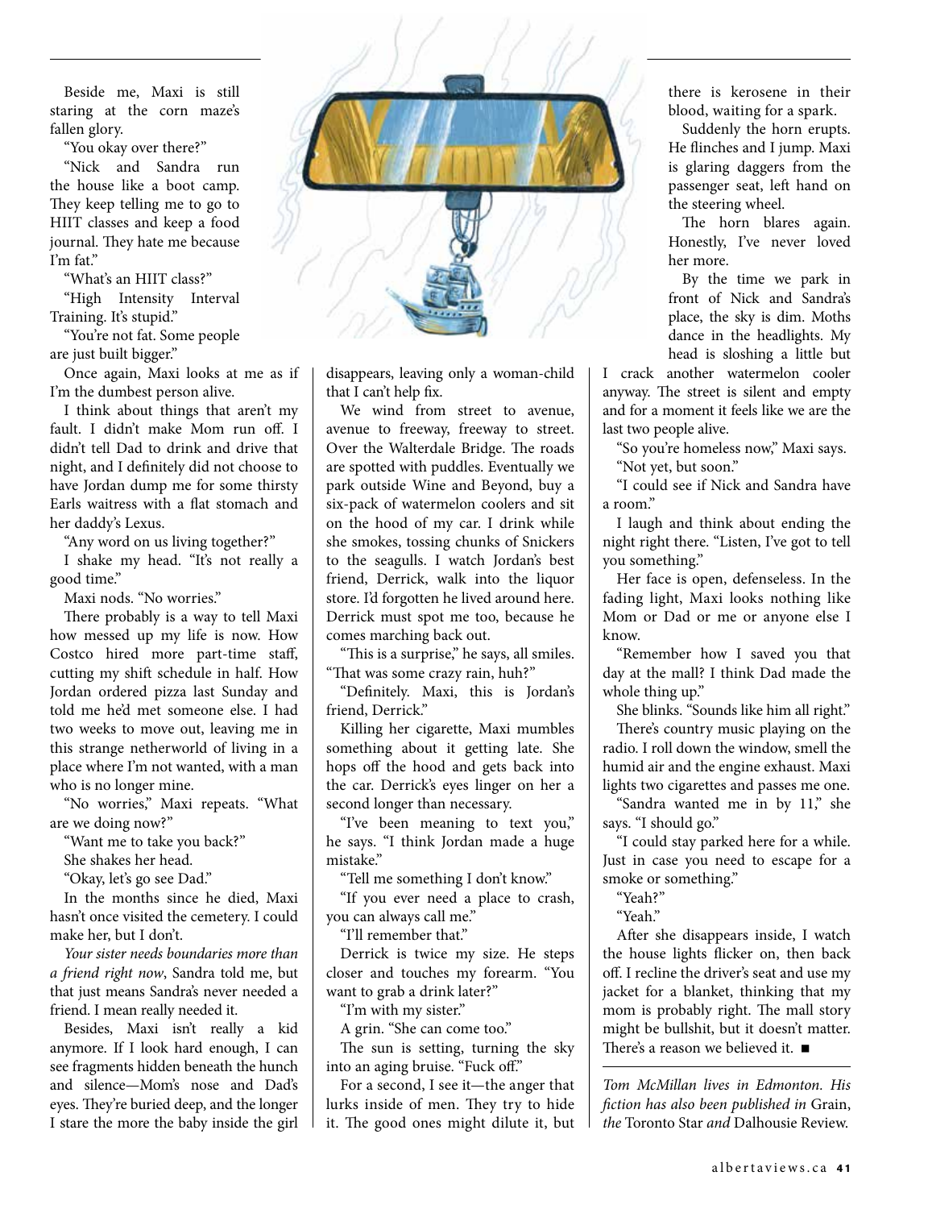Beside me, Maxi is still staring at the corn maze's fallen glory.

"You okay over there?"

"Nick and Sandra run the house like a boot camp. They keep telling me to go to HIIT classes and keep a food journal. They hate me because I'm fat."

"What's an HIIT class?"

"High Intensity Interval Training. It's stupid."

"You're not fat. Some people are just built bigger."

Once again, Maxi looks at me as if I'm the dumbest person alive.

I think about things that aren't my fault. I didn't make Mom run off. I didn't tell Dad to drink and drive that night, and I definitely did not choose to have Jordan dump me for some thirsty Earls waitress with a flat stomach and her daddy's Lexus.

"Any word on us living together?"

I shake my head. "It's not really a good time."

Maxi nods. "No worries."

There probably is a way to tell Maxi how messed up my life is now. How Costco hired more part-time staff, cutting my shift schedule in half. How Jordan ordered pizza last Sunday and told me he'd met someone else. I had two weeks to move out, leaving me in this strange netherworld of living in a place where I'm not wanted, with a man who is no longer mine.

"No worries," Maxi repeats. "What are we doing now?"

"Want me to take you back?"

She shakes her head.

"Okay, let's go see Dad."

In the months since he died, Maxi hasn't once visited the cemetery. I could make her, but I don't.

*Your sister needs boundaries more than a friend right now*, Sandra told me, but that just means Sandra's never needed a friend. I mean really needed it.

Besides, Maxi isn't really a kid anymore. If I look hard enough, I can see fragments hidden beneath the hunch and silence—Mom's nose and Dad's eyes. They're buried deep, and the longer I stare the more the baby inside the girl disappears, leaving only a woman-child that I can't help fix.

We wind from street to avenue, avenue to freeway, freeway to street. Over the Walterdale Bridge. The roads are spotted with puddles. Eventually we park outside Wine and Beyond, buy a six-pack of watermelon coolers and sit on the hood of my car. I drink while she smokes, tossing chunks of Snickers to the seagulls. I watch Jordan's best friend, Derrick, walk into the liquor store. I'd forgotten he lived around here. Derrick must spot me too, because he comes marching back out.

"This is a surprise," he says, all smiles. "That was some crazy rain, huh?"

"Definitely. Maxi, this is Jordan's friend, Derrick."

Killing her cigarette, Maxi mumbles something about it getting late. She hops off the hood and gets back into the car. Derrick's eyes linger on her a second longer than necessary.

"I've been meaning to text you," he says. "I think Jordan made a huge mistake."

"Tell me something I don't know."

"If you ever need a place to crash, you can always call me."

"I'll remember that."

Derrick is twice my size. He steps closer and touches my forearm. "You want to grab a drink later?"

"I'm with my sister."

A grin. "She can come too."

The sun is setting, turning the sky into an aging bruise. "Fuck off."

For a second, I see it—the anger that lurks inside of men. They try to hide it. The good ones might dilute it, but there is kerosene in their blood, waiting for a spark.

Suddenly the horn erupts. He flinches and I jump. Maxi is glaring daggers from the passenger seat, left hand on the steering wheel.

The horn blares again. Honestly, I've never loved her more.

By the time we park in front of Nick and Sandra's place, the sky is dim. Moths dance in the headlights. My head is sloshing a little but I crack another watermelon cooler anyway. The street is silent and empty and for a moment it feels like we are the last two people alive.

"So you're homeless now," Maxi says.

"Not yet, but soon."

"I could see if Nick and Sandra have a room."

I laugh and think about ending the night right there. "Listen, I've got to tell you something."

Her face is open, defenseless. In the fading light, Maxi looks nothing like Mom or Dad or me or anyone else I know.

"Remember how I saved you that day at the mall? I think Dad made the whole thing up."

She blinks. "Sounds like him all right."

There's country music playing on the radio. I roll down the window, smell the humid air and the engine exhaust. Maxi lights two cigarettes and passes me one.

"Sandra wanted me in by 11," she says. "I should go."

"I could stay parked here for a while. Just in case you need to escape for a smoke or something."

"Yeah?"

"Yeah."

After she disappears inside, I watch the house lights flicker on, then back off. I recline the driver's seat and use my jacket for a blanket, thinking that my mom is probably right. The mall story might be bullshit, but it doesn't matter. There's a reason we believed it. ■

---

*Tom McMillan lives in Edmonton. His fiction has also been published in* Grain, *the* Toronto Star *and* Dalhousie Review.